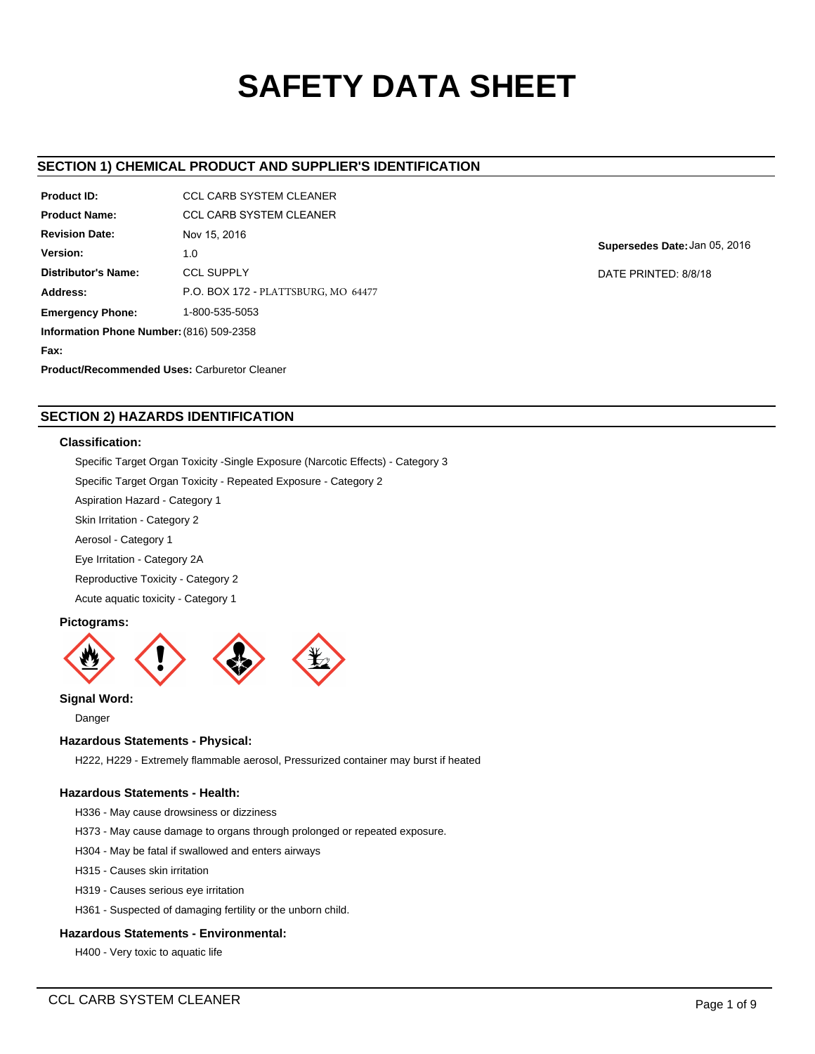# SAFETY DATA SHEET

## SECTION 1) CHEMICAL PRODUCT AND SUPPLIER'S IDENTIFICATION

**Product ID:** CCL CARB SYSTEM CLEANER

**Product Name:** CCL CARB SYSTEM CLEANER

**Revision Date:** Nov 15, 2016

**Version:** 1.0

**Supersedes Date:** Jan 05, 2016

DATE PRINTED: 8/8/18

**Distributor's Name:** CCL SUPPLY

**Address:** P.O. BOX 172 - PLATTSBURG, MO 64477

**Emergency Phone:** 1-800-535-5053

**Information Phone Number:** (816) 509-2358

**Fax:**

**Product/Recommended Uses:** Carburetor Cleaner

## SECTION 2) HAZARDS IDENTIFICATION

### Classification:

Specific Target Organ Toxicity -Single Exposure (Narcotic Effects) - Category 3

Specific Target Organ Toxicity - Repeated Exposure - Category 2

Aspiration Hazard - Category 1

Skin Irritation - Category 2

Aerosol - Category 1

Eye Irritation - Category 2A

Reproductive Toxicity - Category 2

Acute aquatic toxicity - Category 1

### Pictograms:

### Signal Word:

Danger

### Hazardous Statements - Physical:

H222, H229 - Extremely flammable aerosol, Pressurized container may burst if heated

### Hazardous Statements - Health:

H336 - May cause drowsiness or dizziness

H373 - May cause damage to organs through prolonged or repeated exposure.

H304 - May be fatal if swallowed and enters airways

H315 - Causes skin irritation

H319 - Causes serious eye irritation

H361 - Suspected of damaging fertility or the unborn child.

### Hazardous Statements - Environmental:

H400 - Very toxic to aquatic life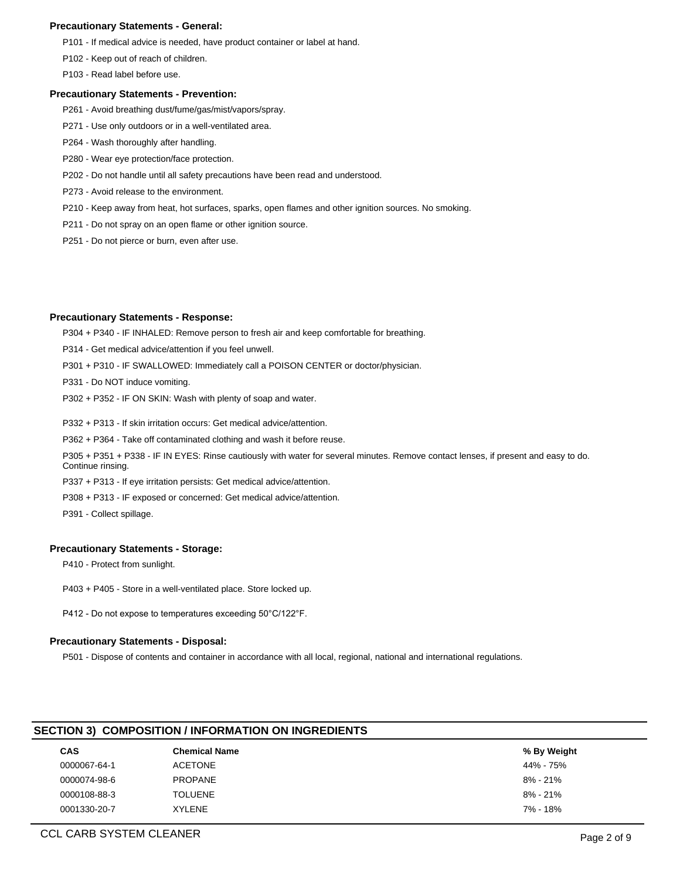**Precautionary Statements - General:**

P101 - If medical advice is needed, have product container or label at hand.

P102 - Keep out of reach of children.

P103 - Read label before use.

**Precautionary Statements - Prevention:**

P261 - Avoid breathing dust/fume/gas/mist/vapors/spray.

P271 - Use only outdoors or in a well-ventilated area.

P264 - Wash thoroughly after handling.

P280 - Wear eye protection/face protection.

P202 - Do not handle until all safety precautions have been read and understood.

P273 - Avoid release to the environment.

P210 - Keep away from heat, hot surfaces, sparks, open flames and other ignition sources. No smoking.

P211 - Do not spray on an open flame or other ignition source.

P251 - Do not pierce or burn, even after use.

**Precautionary Statements - Response:**

P304 + P340 - IF INHALED: Remove person to fresh air and keep comfortable for breathing.

P314 - Get medical advice/attention if you feel unwell.

P301 + P310 - IF SWALLOWED: Immediately call a POISON CENTER or doctor/physician.

P331 - Do NOT induce vomiting.

P302 + P352 - IF ON SKIN: Wash with plenty of soap and water.

P332 + P313 - If skin irritation occurs: Get medical advice/attention.

P362 + P364 - Take off contaminated clothing and wash it before reuse.

P305 + P351 + P338 - IF IN EYES: Rinse cautiously with water for several minutes. Remove contact lenses, if present and easy to do. Continue rinsing.

P337 + P313 - If eye irritation persists: Get medical advice/attention.

P308 + P313 - IF exposed or concerned: Get medical advice/attention.

P391 - Collect spillage.

**Precautionary Statements - Storage:**

P410 - Protect from sunlight.

P403 + P405 - Store in a well-ventilated place. Store locked up.

P412 - Do not expose to temperatures exceeding 50°C/122°F.

**Precautionary Statements - Disposal:**

P501 - Dispose of contents and container in accordance with all local, regional, national and international regulations.

## SECTION 3) COMPOSITION / INFORMATION ON INGREDIENTS

| CAS | Chemical Name | % By Weight |
|---|---|---|
| 0000067-64-1 | ACETONE | 44% - 75% |
| 0000074-98-6 | PROPANE | 8% - 21% |
| 0000108-88-3 | TOLUENE | 8% - 21% |
| 0001330-20-7 | XYLENE | 7% - 18% |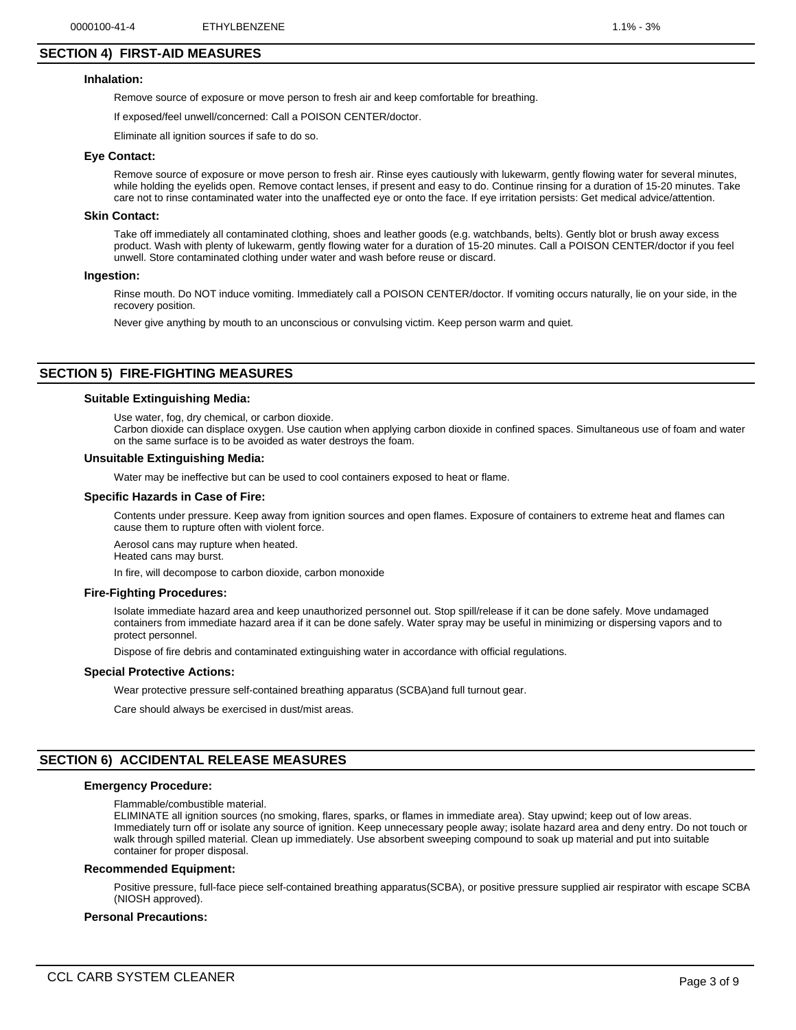| 0000100-41-4 | ETHYLBENZENE | 1.1% - 3% |
|---|---|---|

## SECTION 4) FIRST-AID MEASURES

### Inhalation:

Remove source of exposure or move person to fresh air and keep comfortable for breathing.

If exposed/feel unwell/concerned: Call a POISON CENTER/doctor.

Eliminate all ignition sources if safe to do so.

### Eye Contact:

Remove source of exposure or move person to fresh air. Rinse eyes cautiously with lukewarm, gently flowing water for several minutes, while holding the eyelids open. Remove contact lenses, if present and easy to do. Continue rinsing for a duration of 15-20 minutes. Take care not to rinse contaminated water into the unaffected eye or onto the face. If eye irritation persists: Get medical advice/attention.

### Skin Contact:

Take off immediately all contaminated clothing, shoes and leather goods (e.g. watchbands, belts). Gently blot or brush away excess product. Wash with plenty of lukewarm, gently flowing water for a duration of 15-20 minutes. Call a POISON CENTER/doctor if you feel unwell. Store contaminated clothing under water and wash before reuse or discard.

### Ingestion:

Rinse mouth. Do NOT induce vomiting. Immediately call a POISON CENTER/doctor. If vomiting occurs naturally, lie on your side, in the recovery position.

Never give anything by mouth to an unconscious or convulsing victim. Keep person warm and quiet.

## SECTION 5) FIRE-FIGHTING MEASURES

### Suitable Extinguishing Media:

Use water, fog, dry chemical, or carbon dioxide.
Carbon dioxide can displace oxygen. Use caution when applying carbon dioxide in confined spaces. Simultaneous use of foam and water on the same surface is to be avoided as water destroys the foam.

### Unsuitable Extinguishing Media:

Water may be ineffective but can be used to cool containers exposed to heat or flame.

### Specific Hazards in Case of Fire:

Contents under pressure. Keep away from ignition sources and open flames. Exposure of containers to extreme heat and flames can cause them to rupture often with violent force.

Aerosol cans may rupture when heated.
Heated cans may burst.

In fire, will decompose to carbon dioxide, carbon monoxide

### Fire-Fighting Procedures:

Isolate immediate hazard area and keep unauthorized personnel out. Stop spill/release if it can be done safely. Move undamaged containers from immediate hazard area if it can be done safely. Water spray may be useful in minimizing or dispersing vapors and to protect personnel.

Dispose of fire debris and contaminated extinguishing water in accordance with official regulations.

### Special Protective Actions:

Wear protective pressure self-contained breathing apparatus (SCBA)and full turnout gear.

Care should always be exercised in dust/mist areas.

## SECTION 6) ACCIDENTAL RELEASE MEASURES

### Emergency Procedure:

Flammable/combustible material.
ELIMINATE all ignition sources (no smoking, flares, sparks, or flames in immediate area). Stay upwind; keep out of low areas. Immediately turn off or isolate any source of ignition. Keep unnecessary people away; isolate hazard area and deny entry. Do not touch or walk through spilled material. Clean up immediately. Use absorbent sweeping compound to soak up material and put into suitable container for proper disposal.

### Recommended Equipment:

Positive pressure, full-face piece self-contained breathing apparatus(SCBA), or positive pressure supplied air respirator with escape SCBA (NIOSH approved).

### Personal Precautions: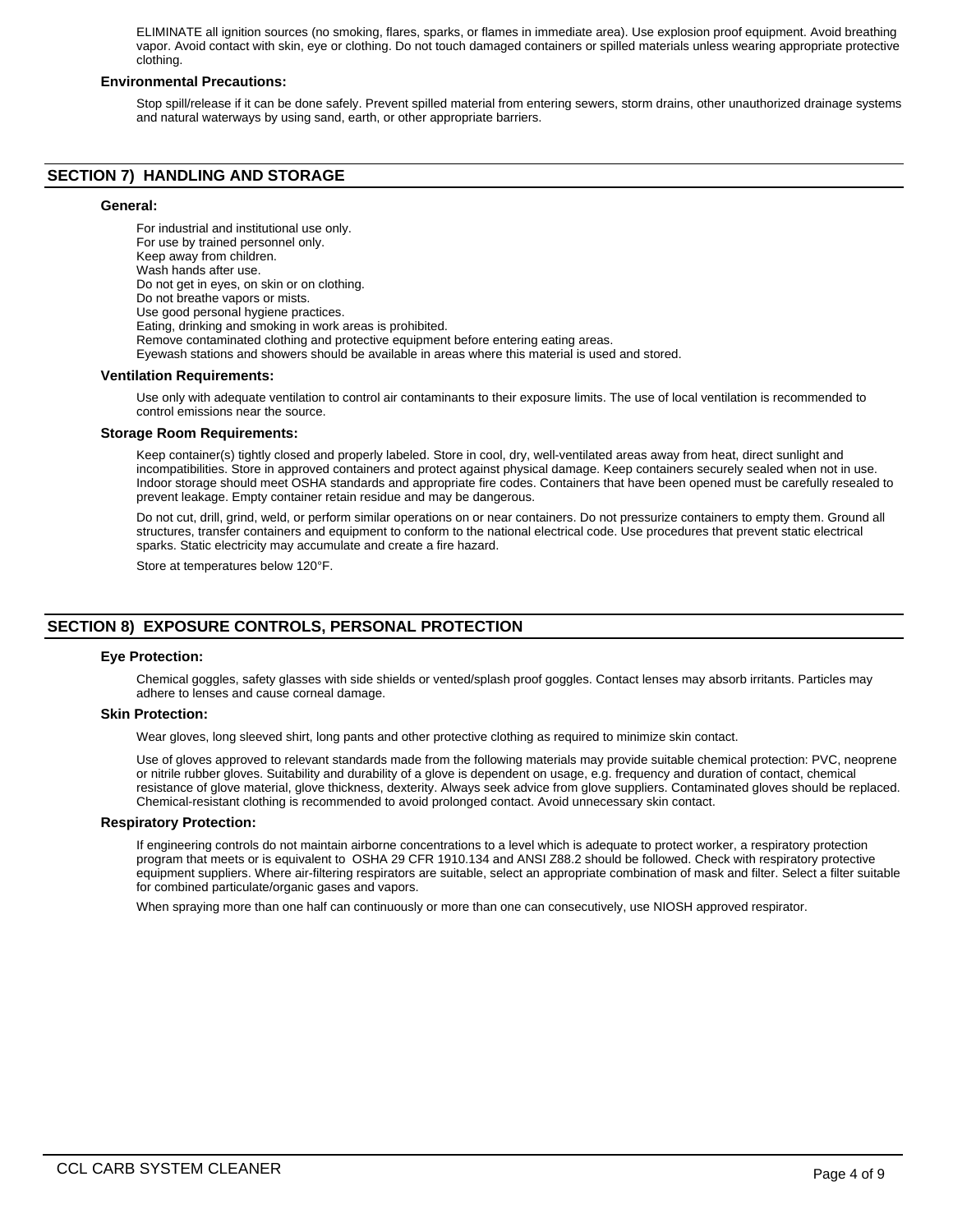ELIMINATE all ignition sources (no smoking, flares, sparks, or flames in immediate area). Use explosion proof equipment. Avoid breathing vapor. Avoid contact with skin, eye or clothing. Do not touch damaged containers or spilled materials unless wearing appropriate protective clothing.

### Environmental Precautions:

Stop spill/release if it can be done safely. Prevent spilled material from entering sewers, storm drains, other unauthorized drainage systems and natural waterways by using sand, earth, or other appropriate barriers.

## SECTION 7) HANDLING AND STORAGE

### General:

For industrial and institutional use only.
For use by trained personnel only.
Keep away from children.
Wash hands after use.
Do not get in eyes, on skin or on clothing.
Do not breathe vapors or mists.
Use good personal hygiene practices.
Eating, drinking and smoking in work areas is prohibited.
Remove contaminated clothing and protective equipment before entering eating areas.
Eyewash stations and showers should be available in areas where this material is used and stored.

### Ventilation Requirements:

Use only with adequate ventilation to control air contaminants to their exposure limits. The use of local ventilation is recommended to control emissions near the source.

### Storage Room Requirements:

Keep container(s) tightly closed and properly labeled. Store in cool, dry, well-ventilated areas away from heat, direct sunlight and incompatibilities. Store in approved containers and protect against physical damage. Keep containers securely sealed when not in use. Indoor storage should meet OSHA standards and appropriate fire codes. Containers that have been opened must be carefully resealed to prevent leakage. Empty container retain residue and may be dangerous.

Do not cut, drill, grind, weld, or perform similar operations on or near containers. Do not pressurize containers to empty them. Ground all structures, transfer containers and equipment to conform to the national electrical code. Use procedures that prevent static electrical sparks. Static electricity may accumulate and create a fire hazard.

Store at temperatures below 120°F.

## SECTION 8) EXPOSURE CONTROLS, PERSONAL PROTECTION

### Eye Protection:

Chemical goggles, safety glasses with side shields or vented/splash proof goggles. Contact lenses may absorb irritants. Particles may adhere to lenses and cause corneal damage.

### Skin Protection:

Wear gloves, long sleeved shirt, long pants and other protective clothing as required to minimize skin contact.

Use of gloves approved to relevant standards made from the following materials may provide suitable chemical protection: PVC, neoprene or nitrile rubber gloves. Suitability and durability of a glove is dependent on usage, e.g. frequency and duration of contact, chemical resistance of glove material, glove thickness, dexterity. Always seek advice from glove suppliers. Contaminated gloves should be replaced. Chemical-resistant clothing is recommended to avoid prolonged contact. Avoid unnecessary skin contact.

### Respiratory Protection:

If engineering controls do not maintain airborne concentrations to a level which is adequate to protect worker, a respiratory protection program that meets or is equivalent to OSHA 29 CFR 1910.134 and ANSI Z88.2 should be followed. Check with respiratory protective equipment suppliers. Where air-filtering respirators are suitable, select an appropriate combination of mask and filter. Select a filter suitable for combined particulate/organic gases and vapors.

When spraying more than one half can continuously or more than one can consecutively, use NIOSH approved respirator.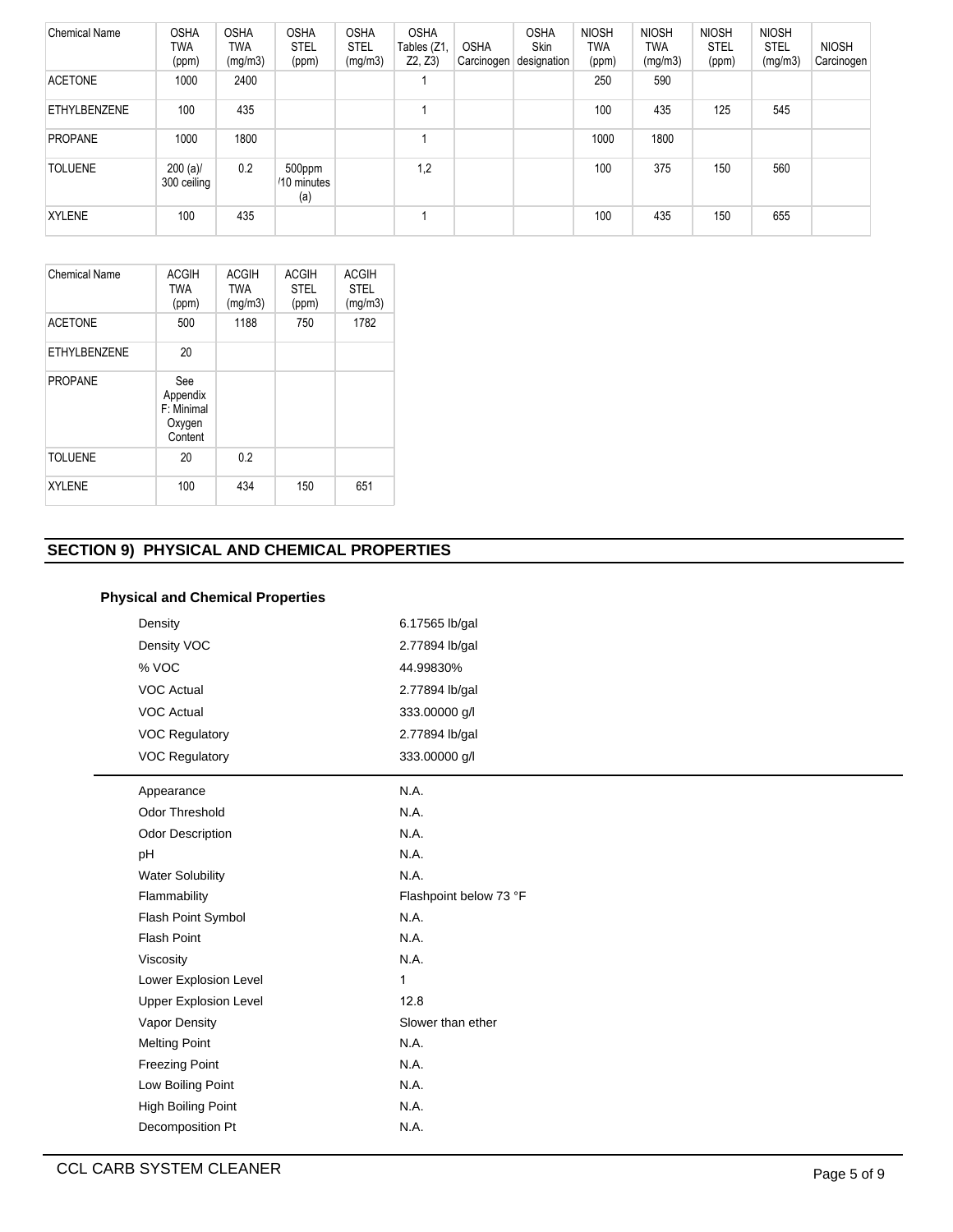| Chemical Name | OSHA TWA (ppm) | OSHA TWA (mg/m3) | OSHA STEL (ppm) | OSHA STEL (mg/m3) | OSHA Tables (Z1, Z2, Z3) | OSHA Carcinogen | OSHA Skin designation | NIOSH TWA (ppm) | NIOSH TWA (mg/m3) | NIOSH STEL (ppm) | NIOSH STEL (mg/m3) | NIOSH Carcinogen |
|---|---|---|---|---|---|---|---|---|---|---|---|---|
| ACETONE | 1000 | 2400 | | | 1 | | | 250 | 590 | | | |
| ETHYLBENZENE | 100 | 435 | | | 1 | | | 100 | 435 | 125 | 545 | |
| PROPANE | 1000 | 1800 | | | 1 | | | 1000 | 1800 | | | |
| TOLUENE | 200 (a)/ 300 ceiling | 0.2 | 500ppm /10 minutes (a) | | 1,2 | | | 100 | 375 | 150 | 560 | |
| XYLENE | 100 | 435 | | | 1 | | | 100 | 435 | 150 | 655 | |

| Chemical Name | ACGIH TWA (ppm) | ACGIH TWA (mg/m3) | ACGIH STEL (ppm) | ACGIH STEL (mg/m3) |
|---|---|---|---|---|
| ACETONE | 500 | 1188 | 750 | 1782 |
| ETHYLBENZENE | 20 | | | |
| PROPANE | See Appendix F: Minimal Oxygen Content | | | |
| TOLUENE | 20 | 0.2 | | |
| XYLENE | 100 | 434 | 150 | 651 |

## SECTION 9) PHYSICAL AND CHEMICAL PROPERTIES

### Physical and Chemical Properties

| | |
|---|---|
| Density | 6.17565 lb/gal |
| Density VOC | 2.77894 lb/gal |
| % VOC | 44.99830% |
| VOC Actual | 2.77894 lb/gal |
| VOC Actual | 333.00000 g/l |
| VOC Regulatory | 2.77894 lb/gal |
| VOC Regulatory | 333.00000 g/l |

| | |
|---|---|
| Appearance | N.A. |
| Odor Threshold | N.A. |
| Odor Description | N.A. |
| pH | N.A. |
| Water Solubility | N.A. |
| Flammability | Flashpoint below 73 °F |
| Flash Point Symbol | N.A. |
| Flash Point | N.A. |
| Viscosity | N.A. |
| Lower Explosion Level | 1 |
| Upper Explosion Level | 12.8 |
| Vapor Density | Slower than ether |
| Melting Point | N.A. |
| Freezing Point | N.A. |
| Low Boiling Point | N.A. |
| High Boiling Point | N.A. |
| Decomposition Pt | N.A. |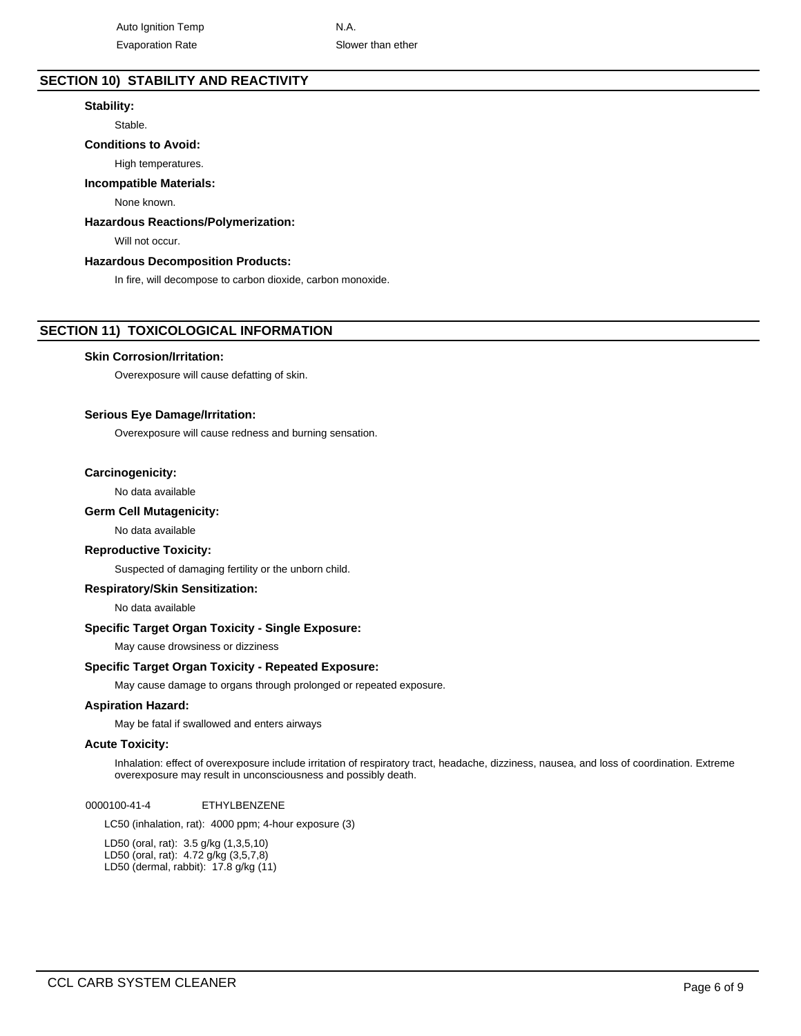| | |
|---|---|
| Auto Ignition Temp | N.A. |
| Evaporation Rate | Slower than ether |

## SECTION 10) STABILITY AND REACTIVITY

**Stability:**

Stable.

**Conditions to Avoid:**

High temperatures.

**Incompatible Materials:**

None known.

**Hazardous Reactions/Polymerization:**

Will not occur.

**Hazardous Decomposition Products:**

In fire, will decompose to carbon dioxide, carbon monoxide.

## SECTION 11) TOXICOLOGICAL INFORMATION

**Skin Corrosion/Irritation:**

Overexposure will cause defatting of skin.

**Serious Eye Damage/Irritation:**

Overexposure will cause redness and burning sensation.

**Carcinogenicity:**

No data available

**Germ Cell Mutagenicity:**

No data available

**Reproductive Toxicity:**

Suspected of damaging fertility or the unborn child.

**Respiratory/Skin Sensitization:**

No data available

**Specific Target Organ Toxicity - Single Exposure:**

May cause drowsiness or dizziness

**Specific Target Organ Toxicity - Repeated Exposure:**

May cause damage to organs through prolonged or repeated exposure.

**Aspiration Hazard:**

May be fatal if swallowed and enters airways

**Acute Toxicity:**

Inhalation: effect of overexposure include irritation of respiratory tract, headache, dizziness, nausea, and loss of coordination. Extreme overexposure may result in unconsciousness and possibly death.

0000100-41-4 ETHYLBENZENE

LC50 (inhalation, rat): 4000 ppm; 4-hour exposure (3)

LD50 (oral, rat): 3.5 g/kg (1,3,5,10)
LD50 (oral, rat): 4.72 g/kg (3,5,7,8)
LD50 (dermal, rabbit): 17.8 g/kg (11)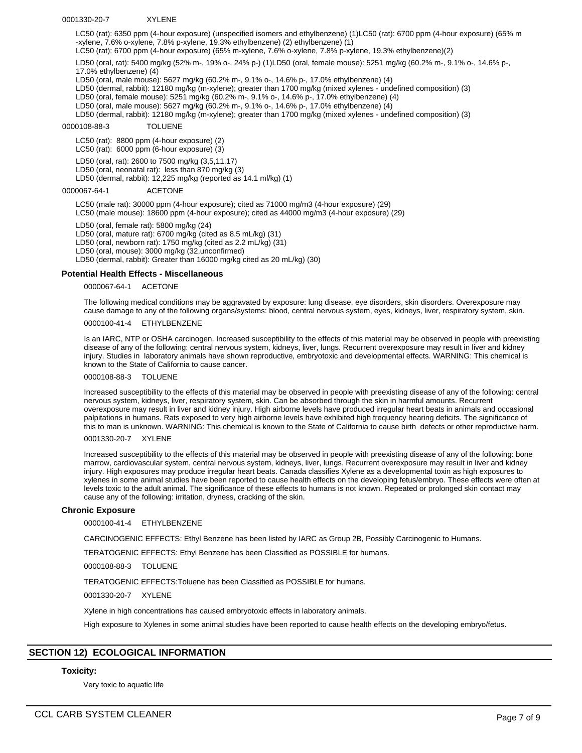0001330-20-7 XYLENE

LC50 (rat): 6350 ppm (4-hour exposure) (unspecified isomers and ethylbenzene) (1)LC50 (rat): 6700 ppm (4-hour exposure) (65% m -xylene, 7.6% o-xylene, 7.8% p-xylene, 19.3% ethylbenzene) (2) ethylbenzene) (1)
LC50 (rat): 6700 ppm (4-hour exposure) (65% m-xylene, 7.6% o-xylene, 7.8% p-xylene, 19.3% ethylbenzene)(2)

LD50 (oral, rat): 5400 mg/kg (52% m-, 19% o-, 24% p-) (1)LD50 (oral, female mouse): 5251 mg/kg (60.2% m-, 9.1% o-, 14.6% p-, 17.0% ethylbenzene) (4)
LD50 (oral, male mouse): 5627 mg/kg (60.2% m-, 9.1% o-, 14.6% p-, 17.0% ethylbenzene) (4)
LD50 (dermal, rabbit): 12180 mg/kg (m-xylene); greater than 1700 mg/kg (mixed xylenes - undefined composition) (3)
LD50 (oral, female mouse): 5251 mg/kg (60.2% m-, 9.1% o-, 14.6% p-, 17.0% ethylbenzene) (4)
LD50 (oral, male mouse): 5627 mg/kg (60.2% m-, 9.1% o-, 14.6% p-, 17.0% ethylbenzene) (4)
LD50 (dermal, rabbit): 12180 mg/kg (m-xylene); greater than 1700 mg/kg (mixed xylenes - undefined composition) (3)

0000108-88-3 TOLUENE

LC50 (rat): 8800 ppm (4-hour exposure) (2)
LC50 (rat): 6000 ppm (6-hour exposure) (3)

LD50 (oral, rat): 2600 to 7500 mg/kg (3,5,11,17)
LD50 (oral, neonatal rat): less than 870 mg/kg (3)
LD50 (dermal, rabbit): 12,225 mg/kg (reported as 14.1 ml/kg) (1)

0000067-64-1 ACETONE

LC50 (male rat): 30000 ppm (4-hour exposure); cited as 71000 mg/m3 (4-hour exposure) (29)
LC50 (male mouse): 18600 ppm (4-hour exposure); cited as 44000 mg/m3 (4-hour exposure) (29)

LD50 (oral, female rat): 5800 mg/kg (24)
LD50 (oral, mature rat): 6700 mg/kg (cited as 8.5 mL/kg) (31)
LD50 (oral, newborn rat): 1750 mg/kg (cited as 2.2 mL/kg) (31)
LD50 (oral, mouse): 3000 mg/kg (32,unconfirmed)
LD50 (dermal, rabbit): Greater than 16000 mg/kg cited as 20 mL/kg) (30)

### Potential Health Effects - Miscellaneous

0000067-64-1 ACETONE

The following medical conditions may be aggravated by exposure: lung disease, eye disorders, skin disorders. Overexposure may cause damage to any of the following organs/systems: blood, central nervous system, eyes, kidneys, liver, respiratory system, skin.

0000100-41-4 ETHYLBENZENE

Is an IARC, NTP or OSHA carcinogen. Increased susceptibility to the effects of this material may be observed in people with preexisting disease of any of the following: central nervous system, kidneys, liver, lungs. Recurrent overexposure may result in liver and kidney injury. Studies in laboratory animals have shown reproductive, embryotoxic and developmental effects. WARNING: This chemical is known to the State of California to cause cancer.

0000108-88-3 TOLUENE

Increased susceptibility to the effects of this material may be observed in people with preexisting disease of any of the following: central nervous system, kidneys, liver, respiratory system, skin. Can be absorbed through the skin in harmful amounts. Recurrent overexposure may result in liver and kidney injury. High airborne levels have produced irregular heart beats in animals and occasional palpitations in humans. Rats exposed to very high airborne levels have exhibited high frequency hearing deficits. The significance of this to man is unknown. WARNING: This chemical is known to the State of California to cause birth defects or other reproductive harm.

0001330-20-7 XYLENE

Increased susceptibility to the effects of this material may be observed in people with preexisting disease of any of the following: bone marrow, cardiovascular system, central nervous system, kidneys, liver, lungs. Recurrent overexposure may result in liver and kidney injury. High exposures may produce irregular heart beats. Canada classifies Xylene as a developmental toxin as high exposures to xylenes in some animal studies have been reported to cause health effects on the developing fetus/embryo. These effects were often at levels toxic to the adult animal. The significance of these effects to humans is not known. Repeated or prolonged skin contact may cause any of the following: irritation, dryness, cracking of the skin.

### Chronic Exposure

0000100-41-4 ETHYLBENZENE

CARCINOGENIC EFFECTS: Ethyl Benzene has been listed by IARC as Group 2B, Possibly Carcinogenic to Humans.

TERATOGENIC EFFECTS: Ethyl Benzene has been Classified as POSSIBLE for humans.

0000108-88-3 TOLUENE

TERATOGENIC EFFECTS:Toluene has been Classified as POSSIBLE for humans.

0001330-20-7 XYLENE

Xylene in high concentrations has caused embryotoxic effects in laboratory animals.

High exposure to Xylenes in some animal studies have been reported to cause health effects on the developing embryo/fetus.

## SECTION 12) ECOLOGICAL INFORMATION

### Toxicity:

Very toxic to aquatic life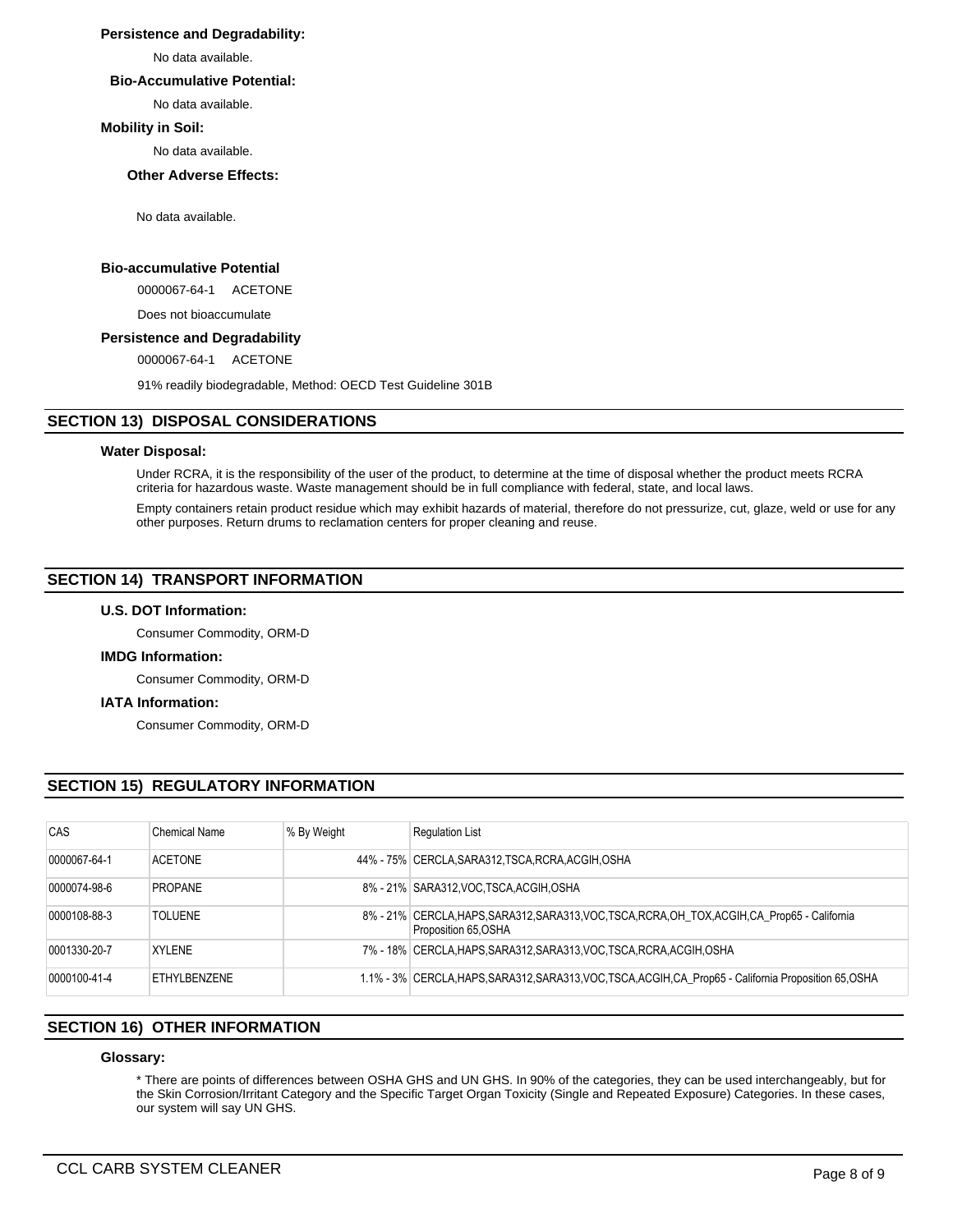**Persistence and Degradability:**

No data available.

**Bio-Accumulative Potential:**

No data available.

**Mobility in Soil:**

No data available.

**Other Adverse Effects:**

No data available.

**Bio-accumulative Potential**

0000067-64-1 ACETONE

Does not bioaccumulate

**Persistence and Degradability**

0000067-64-1 ACETONE

91% readily biodegradable, Method: OECD Test Guideline 301B

## SECTION 13) DISPOSAL CONSIDERATIONS

**Water Disposal:**

Under RCRA, it is the responsibility of the user of the product, to determine at the time of disposal whether the product meets RCRA criteria for hazardous waste. Waste management should be in full compliance with federal, state, and local laws.

Empty containers retain product residue which may exhibit hazards of material, therefore do not pressurize, cut, glaze, weld or use for any other purposes. Return drums to reclamation centers for proper cleaning and reuse.

## SECTION 14) TRANSPORT INFORMATION

**U.S. DOT Information:**

Consumer Commodity, ORM-D

**IMDG Information:**

Consumer Commodity, ORM-D

**IATA Information:**

Consumer Commodity, ORM-D

## SECTION 15) REGULATORY INFORMATION

| CAS | Chemical Name | % By Weight | Regulation List |
|---|---|---|---|
| 0000067-64-1 | ACETONE | 44% - 75% | CERCLA,SARA312,TSCA,RCRA,ACGIH,OSHA |
| 0000074-98-6 | PROPANE | 8% - 21% | SARA312,VOC,TSCA,ACGIH,OSHA |
| 0000108-88-3 | TOLUENE | 8% - 21% | CERCLA,HAPS,SARA312,SARA313,VOC,TSCA,RCRA,OH_TOX,ACGIH,CA_Prop65 - California Proposition 65,OSHA |
| 0001330-20-7 | XYLENE | 7% - 18% | CERCLA,HAPS,SARA312,SARA313,VOC,TSCA,RCRA,ACGIH,OSHA |
| 0000100-41-4 | ETHYLBENZENE | 1.1% - 3% | CERCLA,HAPS,SARA312,SARA313,VOC,TSCA,ACGIH,CA_Prop65 - California Proposition 65,OSHA |

## SECTION 16) OTHER INFORMATION

**Glossary:**

* There are points of differences between OSHA GHS and UN GHS. In 90% of the categories, they can be used interchangeably, but for the Skin Corrosion/Irritant Category and the Specific Target Organ Toxicity (Single and Repeated Exposure) Categories. In these cases, our system will say UN GHS.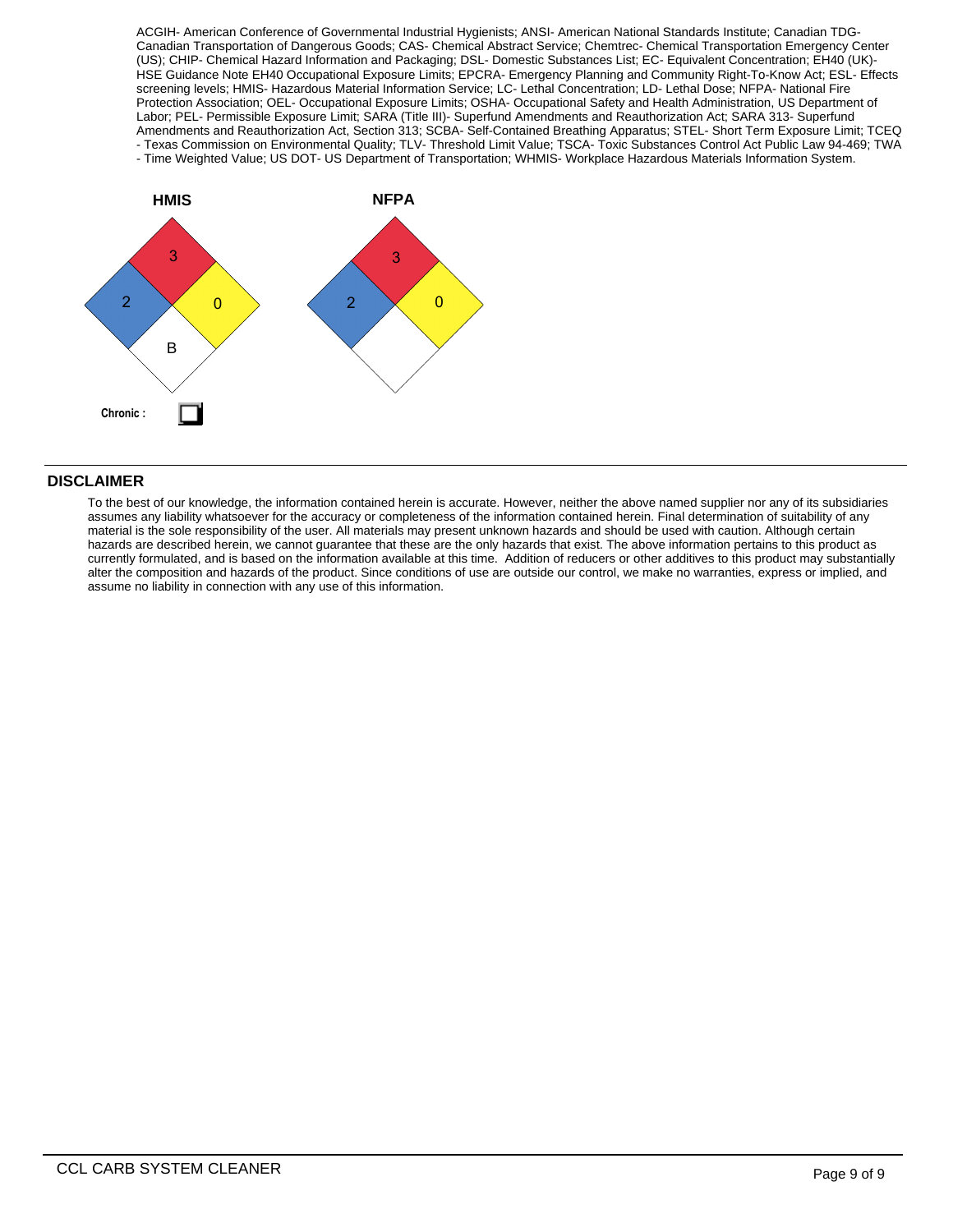ACGIH- American Conference of Governmental Industrial Hygienists; ANSI- American National Standards Institute; Canadian TDG- Canadian Transportation of Dangerous Goods; CAS- Chemical Abstract Service; Chemtrec- Chemical Transportation Emergency Center (US); CHIP- Chemical Hazard Information and Packaging; DSL- Domestic Substances List; EC- Equivalent Concentration; EH40 (UK)- HSE Guidance Note EH40 Occupational Exposure Limits; EPCRA- Emergency Planning and Community Right-To-Know Act; ESL- Effects screening levels; HMIS- Hazardous Material Information Service; LC- Lethal Concentration; LD- Lethal Dose; NFPA- National Fire Protection Association; OEL- Occupational Exposure Limits; OSHA- Occupational Safety and Health Administration, US Department of Labor; PEL- Permissible Exposure Limit; SARA (Title III)- Superfund Amendments and Reauthorization Act; SARA 313- Superfund Amendments and Reauthorization Act, Section 313; SCBA- Self-Contained Breathing Apparatus; STEL- Short Term Exposure Limit; TCEQ - Texas Commission on Environmental Quality; TLV- Threshold Limit Value; TSCA- Toxic Substances Control Act Public Law 94-469; TWA - Time Weighted Value; US DOT- US Department of Transportation; WHMIS- Workplace Hazardous Materials Information System.

**HMIS**

3

2

0

B

Chronic :

**NFPA**

3

2

0

## DISCLAIMER

To the best of our knowledge, the information contained herein is accurate. However, neither the above named supplier nor any of its subsidiaries assumes any liability whatsoever for the accuracy or completeness of the information contained herein. Final determination of suitability of any material is the sole responsibility of the user. All materials may present unknown hazards and should be used with caution. Although certain hazards are described herein, we cannot guarantee that these are the only hazards that exist. The above information pertains to this product as currently formulated, and is based on the information available at this time. Addition of reducers or other additives to this product may substantially alter the composition and hazards of the product. Since conditions of use are outside our control, we make no warranties, express or implied, and assume no liability in connection with any use of this information.